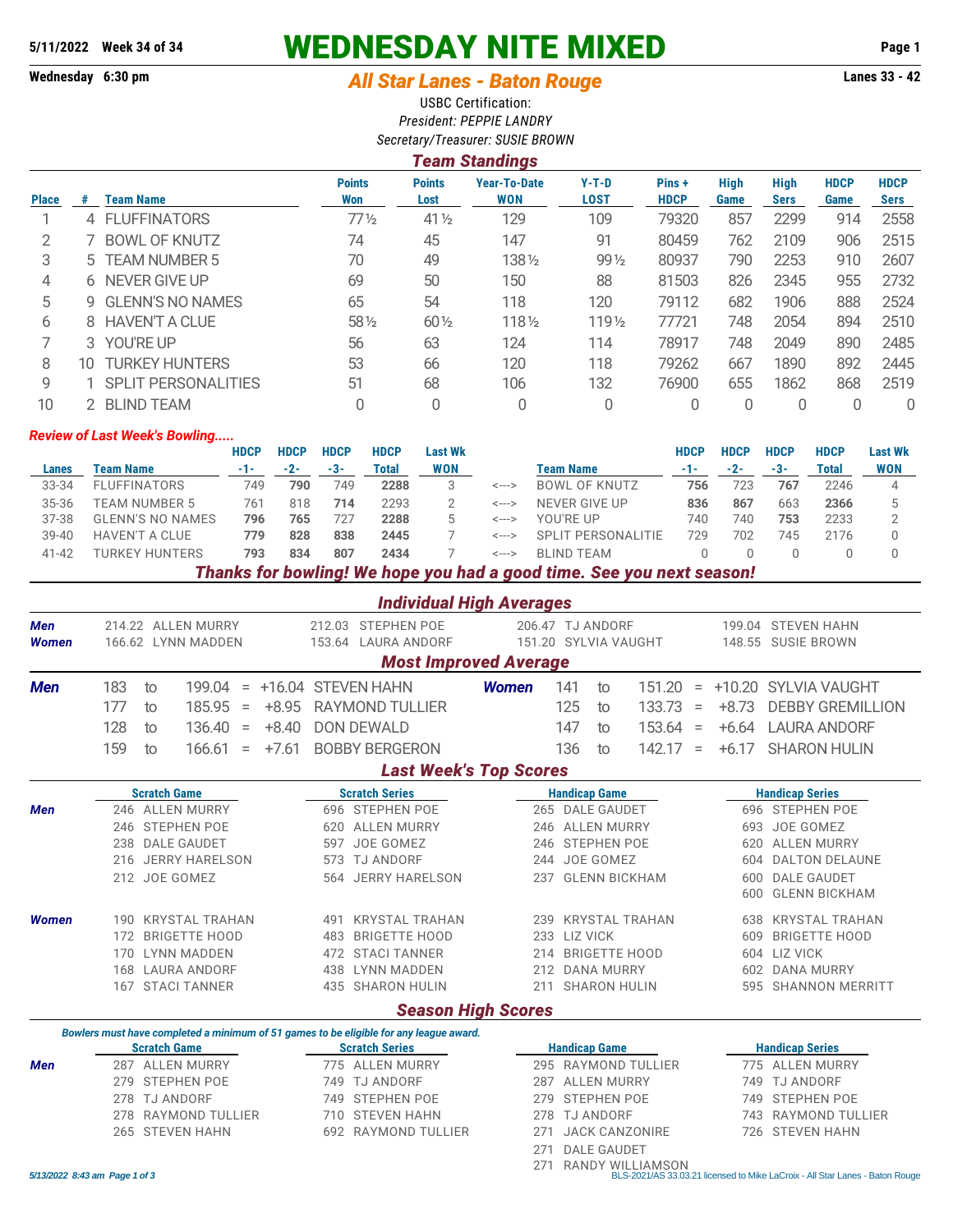5/11/2022 Week 34 of 34

# WEDNESDAY NITE MIXED

Wednesday 6:30 pm

## *All Star Lanes - Baton Rouge*

Lanes 33 - 42

USBC Certification:
*President: PEPPIE LANDRY*
*Secretary/Treasurer: SUSIE BROWN*

## *Team Standings*

| Place | # | Team Name | Points Won | Points Lost | Year-To-Date WON | Y-T-D LOST | Pins + HDCP | High Game | High Sers | HDCP Game | HDCP Sers |
|---|---|---|---|---|---|---|---|---|---|---|---|
| 1 | 4 | FLUFFINATORS | 77½ | 41½ | 129 | 109 | 79320 | 857 | 2299 | 914 | 2558 |
| 2 | 7 | BOWL OF KNUTZ | 74 | 45 | 147 | 91 | 80459 | 762 | 2109 | 906 | 2515 |
| 3 | 5 | TEAM NUMBER 5 | 70 | 49 | 138½ | 99½ | 80937 | 790 | 2253 | 910 | 2607 |
| 4 | 6 | NEVER GIVE UP | 69 | 50 | 150 | 88 | 81503 | 826 | 2345 | 955 | 2732 |
| 5 | 9 | GLENN'S NO NAMES | 65 | 54 | 118 | 120 | 79112 | 682 | 1906 | 888 | 2524 |
| 6 | 8 | HAVEN'T A CLUE | 58½ | 60½ | 118½ | 119½ | 77721 | 748 | 2054 | 894 | 2510 |
| 7 | 3 | YOU'RE UP | 56 | 63 | 124 | 114 | 78917 | 748 | 2049 | 890 | 2485 |
| 8 | 10 | TURKEY HUNTERS | 53 | 66 | 120 | 118 | 79262 | 667 | 1890 | 892 | 2445 |
| 9 | 1 | SPLIT PERSONALITIES | 51 | 68 | 106 | 132 | 76900 | 655 | 1862 | 868 | 2519 |
| 10 | 2 | BLIND TEAM | 0 | 0 | 0 | 0 | 0 | 0 | 0 | 0 | 0 |

### *Review of Last Week's Bowling.....*

| Lanes | Team Name | HDCP -1- | HDCP -2- | HDCP -3- | HDCP Total | Last Wk WON | | Team Name | HDCP -1- | HDCP -2- | HDCP -3- | HDCP Total | Last Wk WON |
|---|---|---|---|---|---|---|---|---|---|---|---|---|---|
| 33-34 | FLUFFINATORS | 749 | **790** | 749 | **2288** | 3 | <---> | BOWL OF KNUTZ | **756** | 723 | **767** | 2246 | 4 |
| 35-36 | TEAM NUMBER 5 | 761 | 818 | **714** | 2293 | 2 | <---> | NEVER GIVE UP | **836** | **867** | 663 | **2366** | 5 |
| 37-38 | GLENN'S NO NAMES | **796** | **765** | 727 | **2288** | 5 | <---> | YOU'RE UP | 740 | 740 | **753** | 2233 | 2 |
| 39-40 | HAVEN'T A CLUE | **779** | **828** | **838** | **2445** | 7 | <---> | SPLIT PERSONALITIE | 729 | 702 | 745 | 2176 | 0 |
| 41-42 | TURKEY HUNTERS | **793** | **834** | **807** | **2434** | 7 | <---> | BLIND TEAM | 0 | 0 | 0 | 0 | 0 |

***Thanks for bowling! We hope you had a good time. See you next season!***

## *Individual High Averages*

| | | | | |
|---|---|---|---|---|
| **Men** | 214.22 ALLEN MURRY | 212.03 STEPHEN POE | 206.47 TJ ANDORF | 199.04 STEVEN HAHN |
| **Women** | 166.62 LYNN MADDEN | 153.64 LAURA ANDORF | 151.20 SYLVIA VAUGHT | 148.55 SUSIE BROWN |

## *Most Improved Average*

| | | | | | | | | | | | | |
|---|---|---|---|---|---|---|---|---|---|---|---|---|
| **Men** | 183 to 199.04 | = | +16.04 | STEVEN HAHN | **Women** | 141 to 151.20 | = | +10.20 | SYLVIA VAUGHT |
| | 177 to 185.95 | = | +8.95 | RAYMOND TULLIER | | 125 to 133.73 | = | +8.73 | DEBBY GREMILLION |
| | 128 to 136.40 | = | +8.40 | DON DEWALD | | 147 to 153.64 | = | +6.64 | LAURA ANDORF |
| | 159 to 166.61 | = | +7.61 | BOBBY BERGERON | | 136 to 142.17 | = | +6.17 | SHARON HULIN |

## *Last Week's Top Scores*

| | Scratch Game | Scratch Series | Handicap Game | Handicap Series |
|---|---|---|---|---|
| **Men** | 246 ALLEN MURRY | 696 STEPHEN POE | 265 DALE GAUDET | 696 STEPHEN POE |
| | 246 STEPHEN POE | 620 ALLEN MURRY | 246 ALLEN MURRY | 693 JOE GOMEZ |
| | 238 DALE GAUDET | 597 JOE GOMEZ | 246 STEPHEN POE | 620 ALLEN MURRY |
| | 216 JERRY HARELSON | 573 TJ ANDORF | 244 JOE GOMEZ | 604 DALTON DELAUNE |
| | 212 JOE GOMEZ | 564 JERRY HARELSON | 237 GLENN BICKHAM | 600 DALE GAUDET |
| | | | | 600 GLENN BICKHAM |
| **Women** | 190 KRYSTAL TRAHAN | 491 KRYSTAL TRAHAN | 239 KRYSTAL TRAHAN | 638 KRYSTAL TRAHAN |
| | 172 BRIGETTE HOOD | 483 BRIGETTE HOOD | 233 LIZ VICK | 609 BRIGETTE HOOD |
| | 170 LYNN MADDEN | 472 STACI TANNER | 214 BRIGETTE HOOD | 604 LIZ VICK |
| | 168 LAURA ANDORF | 438 LYNN MADDEN | 212 DANA MURRY | 602 DANA MURRY |
| | 167 STACI TANNER | 435 SHARON HULIN | 211 SHARON HULIN | 595 SHANNON MERRITT |

## *Season High Scores*

*Bowlers must have completed a minimum of 51 games to be eligible for any league award.*

| | Scratch Game | Scratch Series | Handicap Game | Handicap Series |
|---|---|---|---|---|
| **Men** | 287 ALLEN MURRY | 775 ALLEN MURRY | 295 RAYMOND TULLIER | 775 ALLEN MURRY |
| | 279 STEPHEN POE | 749 TJ ANDORF | 287 ALLEN MURRY | 749 TJ ANDORF |
| | 278 TJ ANDORF | 749 STEPHEN POE | 279 STEPHEN POE | 749 STEPHEN POE |
| | 278 RAYMOND TULLIER | 710 STEVEN HAHN | 278 TJ ANDORF | 743 RAYMOND TULLIER |
| | 265 STEVEN HAHN | 692 RAYMOND TULLIER | 271 JACK CANZONIRE | 726 STEVEN HAHN |
| | | | 271 DALE GAUDET | |
| | | | 271 RANDY WILLIAMSON | |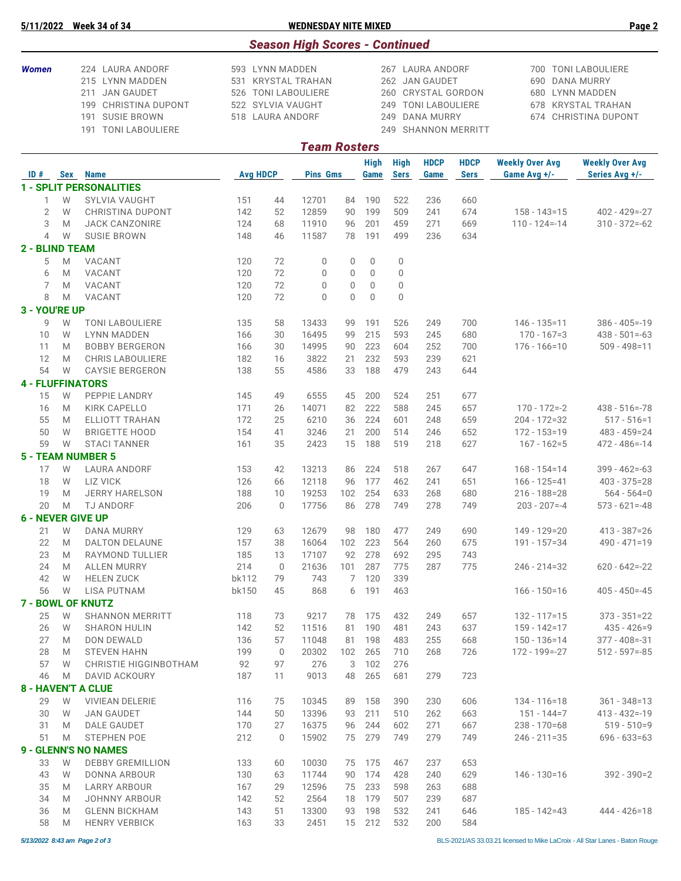## Season High Scores - Continued

| | | | | |
|---|---|---|---|---|
| **Women** | 224 LAURA ANDORF | 593 LYNN MADDEN | 267 LAURA ANDORF | 700 TONI LABOULIERE |
| | 215 LYNN MADDEN | 531 KRYSTAL TRAHAN | 262 JAN GAUDET | 690 DANA MURRY |
| | 211 JAN GAUDET | 526 TONI LABOULIERE | 260 CRYSTAL GORDON | 680 LYNN MADDEN |
| | 199 CHRISTINA DUPONT | 522 SYLVIA VAUGHT | 249 TONI LABOULIERE | 678 KRYSTAL TRAHAN |
| | 191 SUSIE BROWN | 518 LAURA ANDORF | 249 DANA MURRY | 674 CHRISTINA DUPONT |
| | 191 TONI LABOULIERE | | 249 SHANNON MERRITT | |

## Team Rosters

| ID # | Sex | Name | Avg | HDCP | Pins | Gms | High Game | High Sers | HDCP Game | HDCP Sers | Weekly Over Avg Game Avg +/- | Weekly Over Avg Series Avg +/- |
|---|---|---|---|---|---|---|---|---|---|---|---|---|
| **1 - SPLIT PERSONALITIES** | | | | | | | | | | | | |
| 1 | W | SYLVIA VAUGHT | 151 | 44 | 12701 | 84 | 190 | 522 | 236 | 660 | | |
| 2 | W | CHRISTINA DUPONT | 142 | 52 | 12859 | 90 | 199 | 509 | 241 | 674 | 158 - 143=15 | 402 - 429=-27 |
| 3 | M | JACK CANZONIRE | 124 | 68 | 11910 | 96 | 201 | 459 | 271 | 669 | 110 - 124=-14 | 310 - 372=-62 |
| 4 | W | SUSIE BROWN | 148 | 46 | 11587 | 78 | 191 | 499 | 236 | 634 | | |
| **2 - BLIND TEAM** | | | | | | | | | | | | |
| 5 | M | VACANT | 120 | 72 | 0 | 0 | 0 | 0 | | | | |
| 6 | M | VACANT | 120 | 72 | 0 | 0 | 0 | 0 | | | | |
| 7 | M | VACANT | 120 | 72 | 0 | 0 | 0 | 0 | | | | |
| 8 | M | VACANT | 120 | 72 | 0 | 0 | 0 | 0 | | | | |
| **3 - YOU'RE UP** | | | | | | | | | | | | |
| 9 | W | TONI LABOULIERE | 135 | 58 | 13433 | 99 | 191 | 526 | 249 | 700 | 146 - 135=11 | 386 - 405=-19 |
| 10 | W | LYNN MADDEN | 166 | 30 | 16495 | 99 | 215 | 593 | 245 | 680 | 170 - 167=3 | 438 - 501=-63 |
| 11 | M | BOBBY BERGERON | 166 | 30 | 14995 | 90 | 223 | 604 | 252 | 700 | 176 - 166=10 | 509 - 498=11 |
| 12 | M | CHRIS LABOULIERE | 182 | 16 | 3822 | 21 | 232 | 593 | 239 | 621 | | |
| 54 | W | CAYSIE BERGERON | 138 | 55 | 4586 | 33 | 188 | 479 | 243 | 644 | | |
| **4 - FLUFFINATORS** | | | | | | | | | | | | |
| 15 | W | PEPPIE LANDRY | 145 | 49 | 6555 | 45 | 200 | 524 | 251 | 677 | | |
| 16 | M | KIRK CAPELLO | 171 | 26 | 14071 | 82 | 222 | 588 | 245 | 657 | 170 - 172=-2 | 438 - 516=-78 |
| 55 | M | ELLIOTT TRAHAN | 172 | 25 | 6210 | 36 | 224 | 601 | 248 | 659 | 204 - 172=32 | 517 - 516=1 |
| 50 | W | BRIGETTE HOOD | 154 | 41 | 3246 | 21 | 200 | 514 | 246 | 652 | 172 - 153=19 | 483 - 459=24 |
| 59 | W | STACI TANNER | 161 | 35 | 2423 | 15 | 188 | 519 | 218 | 627 | 167 - 162=5 | 472 - 486=-14 |
| **5 - TEAM NUMBER 5** | | | | | | | | | | | | |
| 17 | W | LAURA ANDORF | 153 | 42 | 13213 | 86 | 224 | 518 | 267 | 647 | 168 - 154=14 | 399 - 462=-63 |
| 18 | W | LIZ VICK | 126 | 66 | 12118 | 96 | 177 | 462 | 241 | 651 | 166 - 125=41 | 403 - 375=28 |
| 19 | M | JERRY HARELSON | 188 | 10 | 19253 | 102 | 254 | 633 | 268 | 680 | 216 - 188=28 | 564 - 564=0 |
| 20 | M | TJ ANDORF | 206 | 0 | 17756 | 86 | 278 | 749 | 278 | 749 | 203 - 207=-4 | 573 - 621=-48 |
| **6 - NEVER GIVE UP** | | | | | | | | | | | | |
| 21 | W | DANA MURRY | 129 | 63 | 12679 | 98 | 180 | 477 | 249 | 690 | 149 - 129=20 | 413 - 387=26 |
| 22 | M | DALTON DELAUNE | 157 | 38 | 16064 | 102 | 223 | 564 | 260 | 675 | 191 - 157=34 | 490 - 471=19 |
| 23 | M | RAYMOND TULLIER | 185 | 13 | 17107 | 92 | 278 | 692 | 295 | 743 | | |
| 24 | M | ALLEN MURRY | 214 | 0 | 21636 | 101 | 287 | 775 | 287 | 775 | 246 - 214=32 | 620 - 642=-22 |
| 42 | W | HELEN ZUCK | bk112 | 79 | 743 | 7 | 120 | 339 | | | | |
| 56 | W | LISA PUTNAM | bk150 | 45 | 868 | 6 | 191 | 463 | | | 166 - 150=16 | 405 - 450=-45 |
| **7 - BOWL OF KNUTZ** | | | | | | | | | | | | |
| 25 | W | SHANNON MERRITT | 118 | 73 | 9217 | 78 | 175 | 432 | 249 | 657 | 132 - 117=15 | 373 - 351=22 |
| 26 | W | SHARON HULIN | 142 | 52 | 11516 | 81 | 190 | 481 | 243 | 637 | 159 - 142=17 | 435 - 426=9 |
| 27 | M | DON DEWALD | 136 | 57 | 11048 | 81 | 198 | 483 | 255 | 668 | 150 - 136=14 | 377 - 408=-31 |
| 28 | M | STEVEN HAHN | 199 | 0 | 20302 | 102 | 265 | 710 | 268 | 726 | 172 - 199=-27 | 512 - 597=-85 |
| 57 | W | CHRISTIE HIGGINBOTHAM | 92 | 97 | 276 | 3 | 102 | 276 | | | | |
| 46 | M | DAVID ACKOURY | 187 | 11 | 9013 | 48 | 265 | 681 | 279 | 723 | | |
| **8 - HAVEN'T A CLUE** | | | | | | | | | | | | |
| 29 | W | VIVIEAN DELERIE | 116 | 75 | 10345 | 89 | 158 | 390 | 230 | 606 | 134 - 116=18 | 361 - 348=13 |
| 30 | W | JAN GAUDET | 144 | 50 | 13396 | 93 | 211 | 510 | 262 | 663 | 151 - 144=7 | 413 - 432=-19 |
| 31 | M | DALE GAUDET | 170 | 27 | 16375 | 96 | 244 | 602 | 271 | 667 | 238 - 170=68 | 519 - 510=9 |
| 51 | M | STEPHEN POE | 212 | 0 | 15902 | 75 | 279 | 749 | 279 | 749 | 246 - 211=35 | 696 - 633=63 |
| **9 - GLENN'S NO NAMES** | | | | | | | | | | | | |
| 33 | W | DEBBY GREMILLION | 133 | 60 | 10030 | 75 | 175 | 467 | 237 | 653 | | |
| 43 | W | DONNA ARBOUR | 130 | 63 | 11744 | 90 | 174 | 428 | 240 | 629 | 146 - 130=16 | 392 - 390=2 |
| 35 | M | LARRY ARBOUR | 167 | 29 | 12596 | 75 | 233 | 598 | 263 | 688 | | |
| 34 | M | JOHNNY ARBOUR | 142 | 52 | 2564 | 18 | 179 | 507 | 239 | 687 | | |
| 36 | M | GLENN BICKHAM | 143 | 51 | 13300 | 93 | 198 | 532 | 241 | 646 | 185 - 142=43 | 444 - 426=18 |
| 58 | M | HENRY VERBICK | 163 | 33 | 2451 | 15 | 212 | 532 | 200 | 584 | | |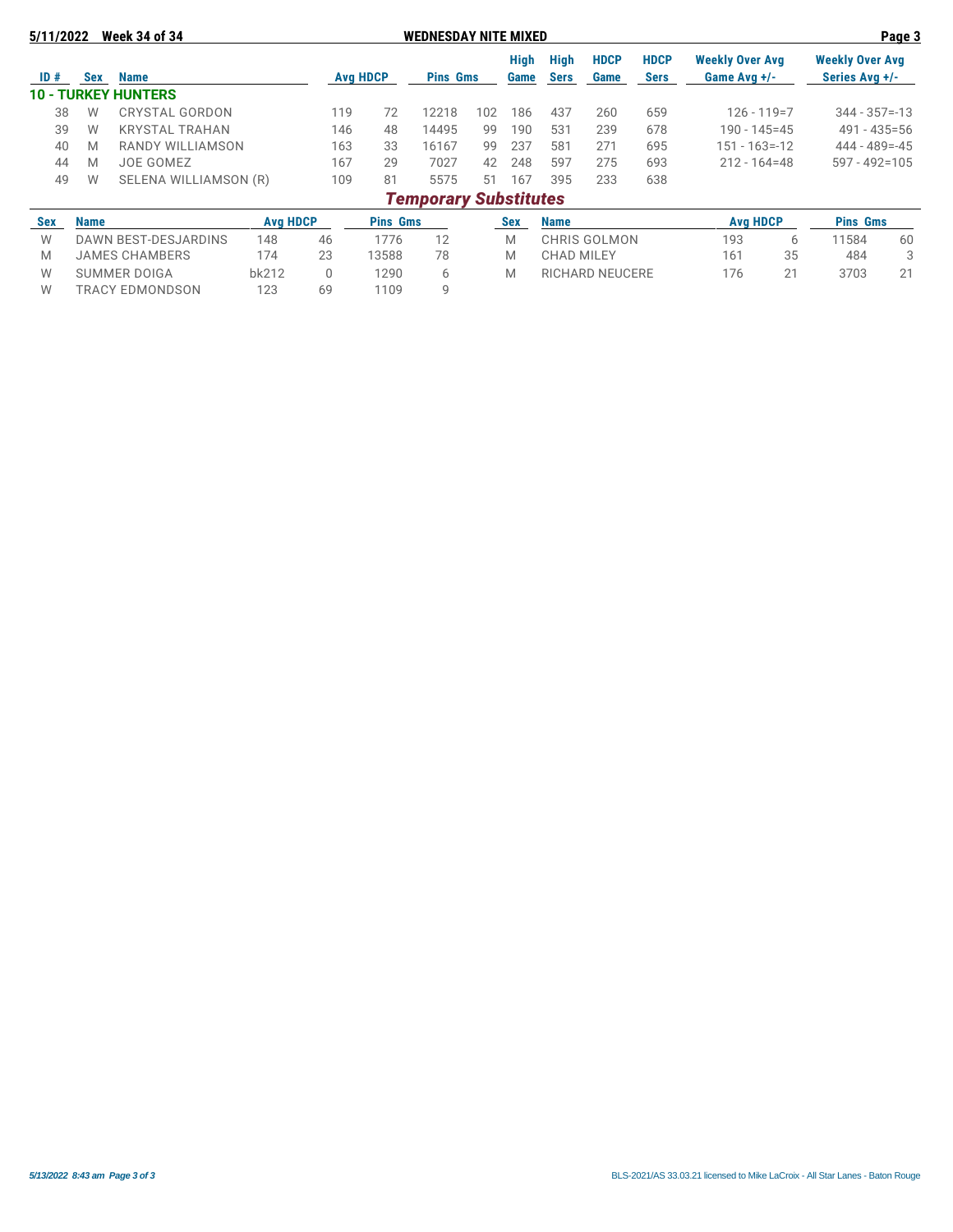5/11/2022 Week 34 of 34 — WEDNESDAY NITE MIXED

| ID # | Sex | Name | Avg | HDCP | Pins | Gms | High Game | High Sers | HDCP Game | HDCP Sers | Weekly Over Avg Game Avg +/- | Weekly Over Avg Series Avg +/- |
|---|---|---|---|---|---|---|---|---|---|---|---|---|
| **10 - TURKEY HUNTERS** | | | | | | | | | | | | |
| 38 | W | CRYSTAL GORDON | 119 | 72 | 12218 | 102 | 186 | 437 | 260 | 659 | 126 - 119=7 | 344 - 357=-13 |
| 39 | W | KRYSTAL TRAHAN | 146 | 48 | 14495 | 99 | 190 | 531 | 239 | 678 | 190 - 145=45 | 491 - 435=56 |
| 40 | M | RANDY WILLIAMSON | 163 | 33 | 16167 | 99 | 237 | 581 | 271 | 695 | 151 - 163=-12 | 444 - 489=-45 |
| 44 | M | JOE GOMEZ | 167 | 29 | 7027 | 42 | 248 | 597 | 275 | 693 | 212 - 164=48 | 597 - 492=105 |
| 49 | W | SELENA WILLIAMSON (R) | 109 | 81 | 5575 | 51 | 167 | 395 | 233 | 638 | | |

## *Temporary Substitutes*

| Sex | Name | Avg | HDCP | Pins | Gms | Sex | Name | Avg | HDCP | Pins | Gms |
|---|---|---|---|---|---|---|---|---|---|---|---|
| W | DAWN BEST-DESJARDINS | 148 | 46 | 1776 | 12 | M | CHRIS GOLMON | 193 | 6 | 11584 | 60 |
| M | JAMES CHAMBERS | 174 | 23 | 13588 | 78 | M | CHAD MILEY | 161 | 35 | 484 | 3 |
| W | SUMMER DOIGA | bk212 | 0 | 1290 | 6 | M | RICHARD NEUCERE | 176 | 21 | 3703 | 21 |
| W | TRACY EDMONDSON | 123 | 69 | 1109 | 9 | | | | | | |

*5/13/2022 8:43 am*

BLS-2021/AS 33.03.21 licensed to Mike LaCroix - All Star Lanes - Baton Rouge